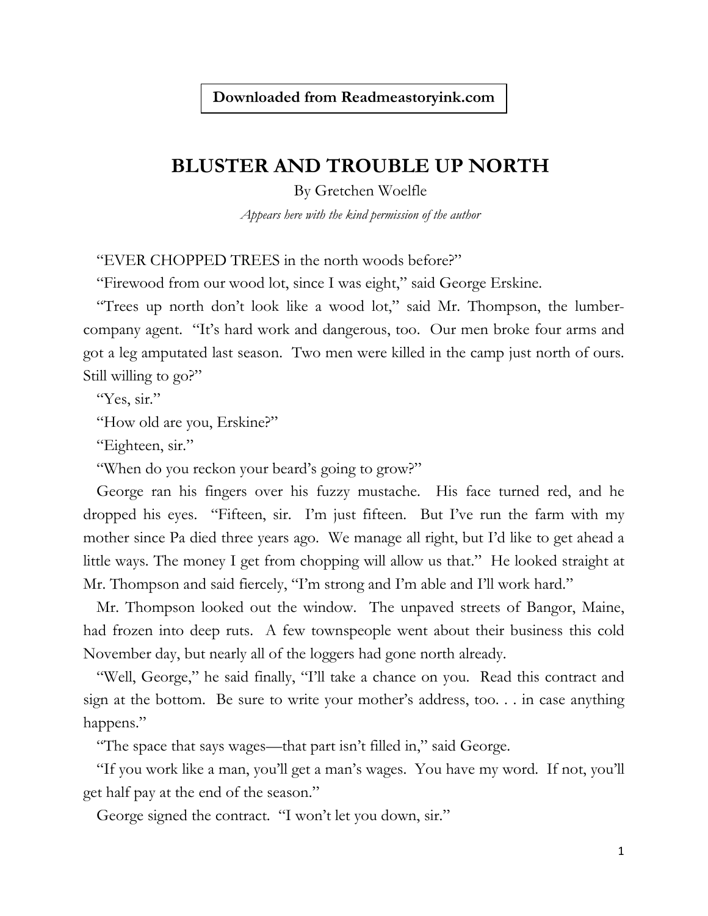**Downloaded from Readmeastoryink.com**

# BLUSTER AND TROUBLE UP NORTH

By Gretchen Woelfle

*Appears here with the kind permission of the author*

"EVER CHOPPED TREES in the north woods before?"

"Firewood from our wood lot, since I was eight," said George Erskine.

"Trees up north don't look like a wood lot," said Mr. Thompson, the lumber-company agent. "It's hard work and dangerous, too. Our men broke four arms and got a leg amputated last season. Two men were killed in the camp just north of ours. Still willing to go?"

"Yes, sir."

"How old are you, Erskine?"

"Eighteen, sir."

"When do you reckon your beard's going to grow?"

George ran his fingers over his fuzzy mustache. His face turned red, and he dropped his eyes. "Fifteen, sir. I'm just fifteen. But I've run the farm with my mother since Pa died three years ago. We manage all right, but I'd like to get ahead a little ways. The money I get from chopping will allow us that." He looked straight at Mr. Thompson and said fiercely, "I'm strong and I'm able and I'll work hard."

Mr. Thompson looked out the window. The unpaved streets of Bangor, Maine, had frozen into deep ruts. A few townspeople went about their business this cold November day, but nearly all of the loggers had gone north already.

"Well, George," he said finally, "I'll take a chance on you. Read this contract and sign at the bottom. Be sure to write your mother's address, too. . . in case anything happens."

"The space that says wages—that part isn't filled in," said George.

"If you work like a man, you'll get a man's wages. You have my word. If not, you'll get half pay at the end of the season."

George signed the contract. "I won't let you down, sir."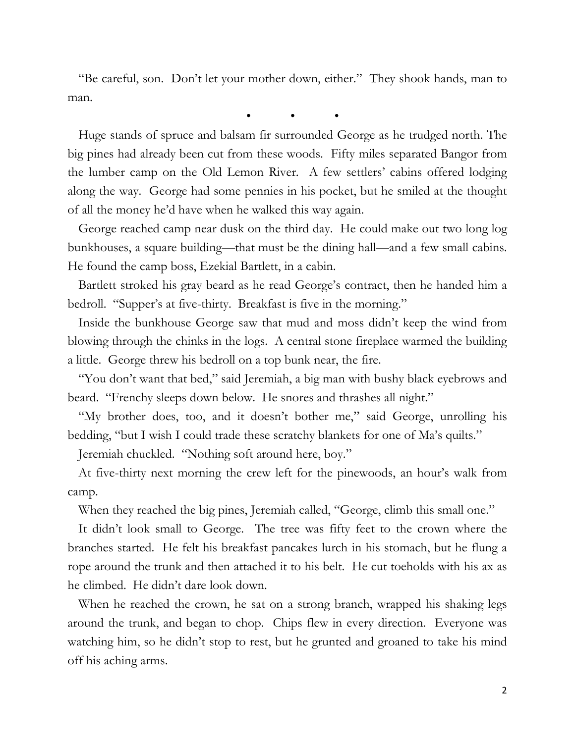"Be careful, son. Don't let your mother down, either." They shook hands, man to man.

• • •

Huge stands of spruce and balsam fir surrounded George as he trudged north. The big pines had already been cut from these woods. Fifty miles separated Bangor from the lumber camp on the Old Lemon River. A few settlers' cabins offered lodging along the way. George had some pennies in his pocket, but he smiled at the thought of all the money he'd have when he walked this way again.

George reached camp near dusk on the third day. He could make out two long log bunkhouses, a square building—that must be the dining hall—and a few small cabins. He found the camp boss, Ezekial Bartlett, in a cabin.

Bartlett stroked his gray beard as he read George's contract, then he handed him a bedroll. "Supper's at five-thirty. Breakfast is five in the morning."

Inside the bunkhouse George saw that mud and moss didn't keep the wind from blowing through the chinks in the logs. A central stone fireplace warmed the building a little. George threw his bedroll on a top bunk near, the fire.

"You don't want that bed," said Jeremiah, a big man with bushy black eyebrows and beard. "Frenchy sleeps down below. He snores and thrashes all night."

"My brother does, too, and it doesn't bother me," said George, unrolling his bedding, "but I wish I could trade these scratchy blankets for one of Ma's quilts."

Jeremiah chuckled. "Nothing soft around here, boy."

At five-thirty next morning the crew left for the pinewoods, an hour's walk from camp.

When they reached the big pines, Jeremiah called, "George, climb this small one."

It didn't look small to George. The tree was fifty feet to the crown where the branches started. He felt his breakfast pancakes lurch in his stomach, but he flung a rope around the trunk and then attached it to his belt. He cut toeholds with his ax as he climbed. He didn't dare look down.

When he reached the crown, he sat on a strong branch, wrapped his shaking legs around the trunk, and began to chop. Chips flew in every direction. Everyone was watching him, so he didn't stop to rest, but he grunted and groaned to take his mind off his aching arms.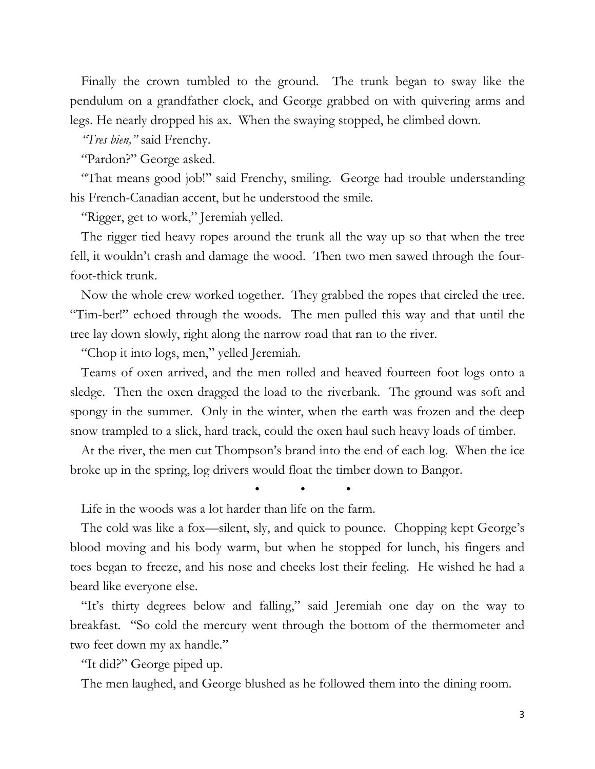Finally the crown tumbled to the ground. The trunk began to sway like the pendulum on a grandfather clock, and George grabbed on with quivering arms and legs. He nearly dropped his ax. When the swaying stopped, he climbed down.

*"Tres bien,"* said Frenchy.

"Pardon?" George asked.

"That means good job!" said Frenchy, smiling. George had trouble understanding his French-Canadian accent, but he understood the smile.

"Rigger, get to work," Jeremiah yelled.

The rigger tied heavy ropes around the trunk all the way up so that when the tree fell, it wouldn't crash and damage the wood. Then two men sawed through the four-foot-thick trunk.

Now the whole crew worked together. They grabbed the ropes that circled the tree. "Tim-ber!" echoed through the woods. The men pulled this way and that until the tree lay down slowly, right along the narrow road that ran to the river.

"Chop it into logs, men," yelled Jeremiah.

Teams of oxen arrived, and the men rolled and heaved fourteen foot logs onto a sledge. Then the oxen dragged the load to the riverbank. The ground was soft and spongy in the summer. Only in the winter, when the earth was frozen and the deep snow trampled to a slick, hard track, could the oxen haul such heavy loads of timber.

At the river, the men cut Thompson's brand into the end of each log. When the ice broke up in the spring, log drivers would float the timber down to Bangor.

• • •

Life in the woods was a lot harder than life on the farm.

The cold was like a fox—silent, sly, and quick to pounce. Chopping kept George's blood moving and his body warm, but when he stopped for lunch, his fingers and toes began to freeze, and his nose and cheeks lost their feeling. He wished he had a beard like everyone else.

"It's thirty degrees below and falling," said Jeremiah one day on the way to breakfast. "So cold the mercury went through the bottom of the thermometer and two feet down my ax handle."

"It did?" George piped up.

The men laughed, and George blushed as he followed them into the dining room.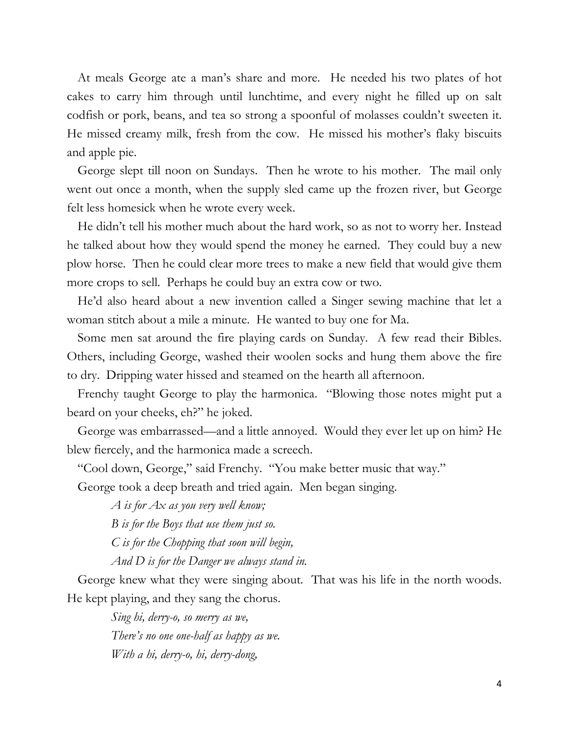At meals George ate a man's share and more. He needed his two plates of hot cakes to carry him through until lunchtime, and every night he filled up on salt codfish or pork, beans, and tea so strong a spoonful of molasses couldn't sweeten it. He missed creamy milk, fresh from the cow. He missed his mother's flaky biscuits and apple pie.

George slept till noon on Sundays. Then he wrote to his mother. The mail only went out once a month, when the supply sled came up the frozen river, but George felt less homesick when he wrote every week.

He didn't tell his mother much about the hard work, so as not to worry her. Instead he talked about how they would spend the money he earned. They could buy a new plow horse. Then he could clear more trees to make a new field that would give them more crops to sell. Perhaps he could buy an extra cow or two.

He'd also heard about a new invention called a Singer sewing machine that let a woman stitch about a mile a minute. He wanted to buy one for Ma.

Some men sat around the fire playing cards on Sunday. A few read their Bibles. Others, including George, washed their woolen socks and hung them above the fire to dry. Dripping water hissed and steamed on the hearth all afternoon.

Frenchy taught George to play the harmonica. "Blowing those notes might put a beard on your cheeks, eh?" he joked.

George was embarrassed—and a little annoyed. Would they ever let up on him? He blew fiercely, and the harmonica made a screech.

"Cool down, George," said Frenchy. "You make better music that way."

George took a deep breath and tried again. Men began singing.

> *A is for Ax as you very well know;*
>
> *B is for the Boys that use them just so.*
>
> *C is for the Chopping that soon will begin,*
>
> *And D is for the Danger we always stand in.*

George knew what they were singing about. That was his life in the north woods. He kept playing, and they sang the chorus.

> *Sing hi, derry-o, so merry as we,*
>
> *There's no one one-half as happy as we.*
>
> *With a hi, derry-o, hi, derry-dong,*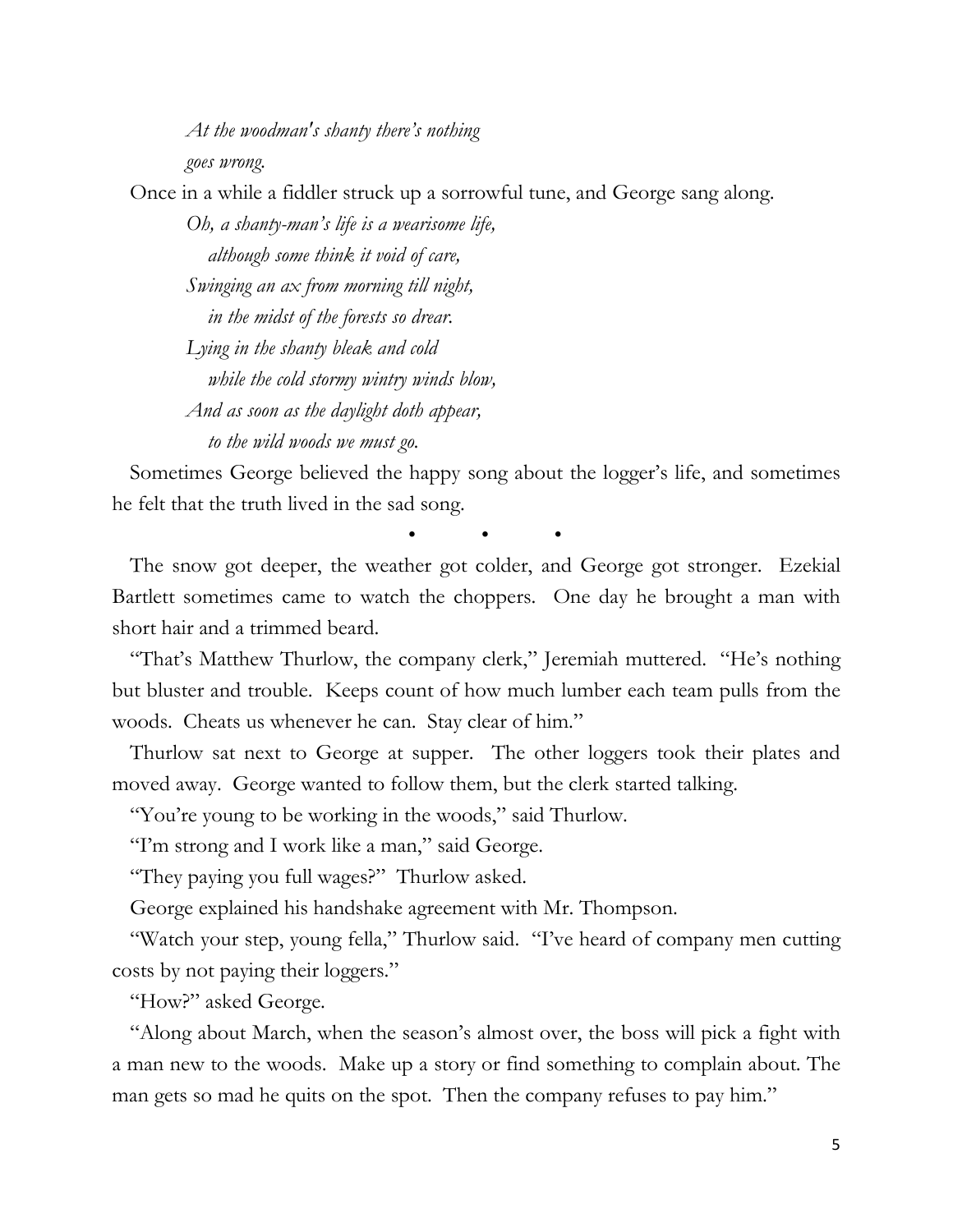*At the woodman's shanty there's nothing*
*goes wrong.*

Once in a while a fiddler struck up a sorrowful tune, and George sang along.

*Oh, a shanty-man's life is a wearisome life,*
*although some think it void of care,*
*Swinging an ax from morning till night,*
*in the midst of the forests so drear.*
*Lying in the shanty bleak and cold*
*while the cold stormy wintry winds blow,*
*And as soon as the daylight doth appear,*
*to the wild woods we must go.*

Sometimes George believed the happy song about the logger's life, and sometimes he felt that the truth lived in the sad song.

• • •

The snow got deeper, the weather got colder, and George got stronger. Ezekial Bartlett sometimes came to watch the choppers. One day he brought a man with short hair and a trimmed beard.

"That's Matthew Thurlow, the company clerk," Jeremiah muttered. "He's nothing but bluster and trouble. Keeps count of how much lumber each team pulls from the woods. Cheats us whenever he can. Stay clear of him."

Thurlow sat next to George at supper. The other loggers took their plates and moved away. George wanted to follow them, but the clerk started talking.

"You're young to be working in the woods," said Thurlow.

"I'm strong and I work like a man," said George.

"They paying you full wages?" Thurlow asked.

George explained his handshake agreement with Mr. Thompson.

"Watch your step, young fella," Thurlow said. "I've heard of company men cutting costs by not paying their loggers."

"How?" asked George.

"Along about March, when the season's almost over, the boss will pick a fight with a man new to the woods. Make up a story or find something to complain about. The man gets so mad he quits on the spot. Then the company refuses to pay him."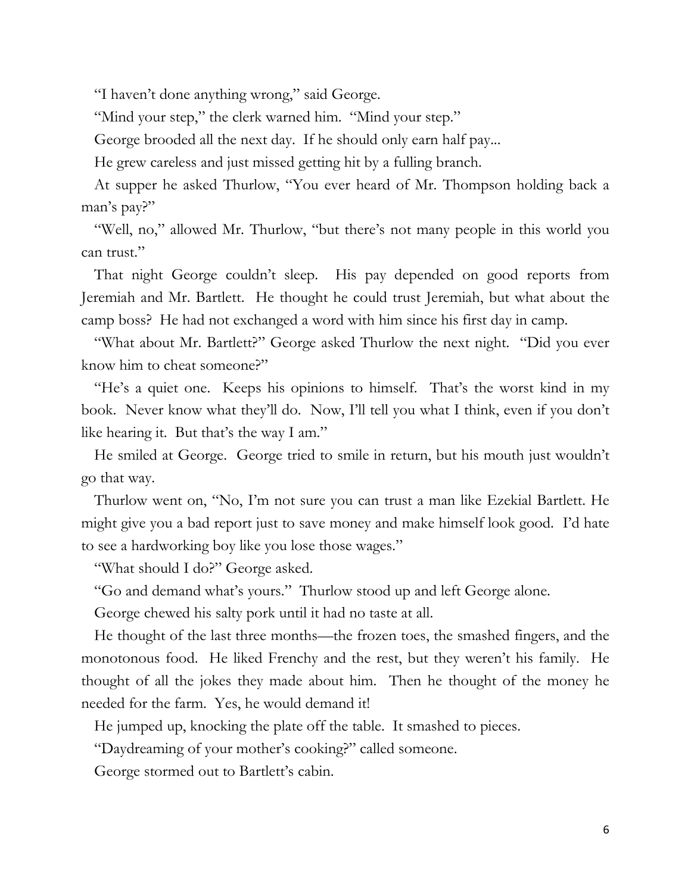"I haven't done anything wrong," said George.

"Mind your step," the clerk warned him. "Mind your step."

George brooded all the next day. If he should only earn half pay...

He grew careless and just missed getting hit by a fulling branch.

At supper he asked Thurlow, "You ever heard of Mr. Thompson holding back a man's pay?"

"Well, no," allowed Mr. Thurlow, "but there's not many people in this world you can trust."

That night George couldn't sleep. His pay depended on good reports from Jeremiah and Mr. Bartlett. He thought he could trust Jeremiah, but what about the camp boss? He had not exchanged a word with him since his first day in camp.

"What about Mr. Bartlett?" George asked Thurlow the next night. "Did you ever know him to cheat someone?"

"He's a quiet one. Keeps his opinions to himself. That's the worst kind in my book. Never know what they'll do. Now, I'll tell you what I think, even if you don't like hearing it. But that's the way I am."

He smiled at George. George tried to smile in return, but his mouth just wouldn't go that way.

Thurlow went on, "No, I'm not sure you can trust a man like Ezekial Bartlett. He might give you a bad report just to save money and make himself look good. I'd hate to see a hardworking boy like you lose those wages."

"What should I do?" George asked.

"Go and demand what's yours." Thurlow stood up and left George alone.

George chewed his salty pork until it had no taste at all.

He thought of the last three months—the frozen toes, the smashed fingers, and the monotonous food. He liked Frenchy and the rest, but they weren't his family. He thought of all the jokes they made about him. Then he thought of the money he needed for the farm. Yes, he would demand it!

He jumped up, knocking the plate off the table. It smashed to pieces.

"Daydreaming of your mother's cooking?" called someone.

George stormed out to Bartlett's cabin.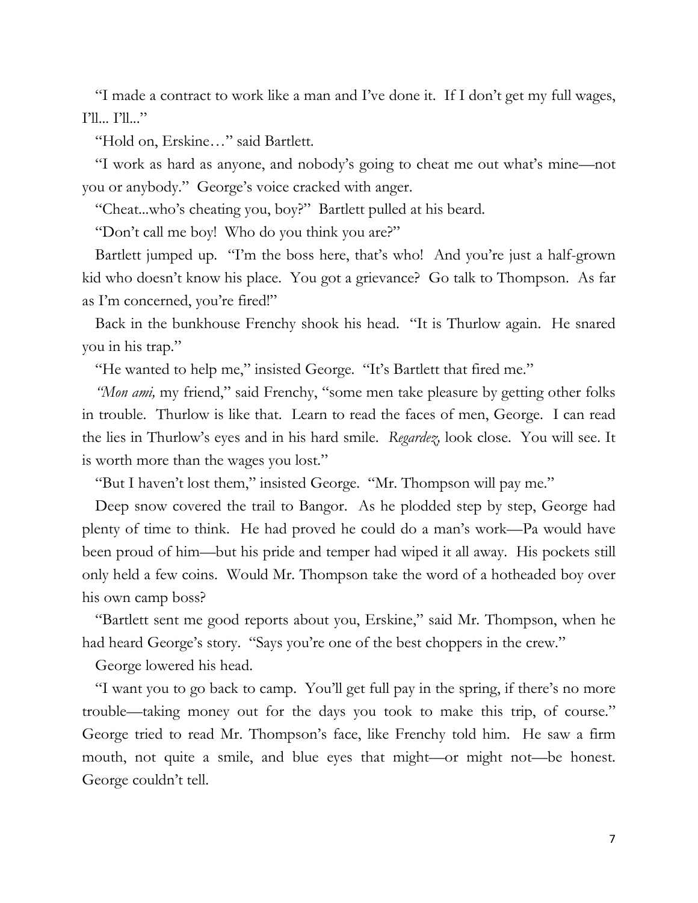"I made a contract to work like a man and I've done it. If I don't get my full wages, I'll... I'll..."

"Hold on, Erskine…" said Bartlett.

"I work as hard as anyone, and nobody's going to cheat me out what's mine—not you or anybody." George's voice cracked with anger.

"Cheat...who's cheating you, boy?" Bartlett pulled at his beard.

"Don't call me boy! Who do you think you are?"

Bartlett jumped up. "I'm the boss here, that's who! And you're just a half-grown kid who doesn't know his place. You got a grievance? Go talk to Thompson. As far as I'm concerned, you're fired!"

Back in the bunkhouse Frenchy shook his head. "It is Thurlow again. He snared you in his trap."

"He wanted to help me," insisted George. "It's Bartlett that fired me."

*"Mon ami,* my friend," said Frenchy, "some men take pleasure by getting other folks in trouble. Thurlow is like that. Learn to read the faces of men, George. I can read the lies in Thurlow's eyes and in his hard smile. *Regardez,* look close. You will see. It is worth more than the wages you lost."

"But I haven't lost them," insisted George. "Mr. Thompson will pay me."

Deep snow covered the trail to Bangor. As he plodded step by step, George had plenty of time to think. He had proved he could do a man's work—Pa would have been proud of him—but his pride and temper had wiped it all away. His pockets still only held a few coins. Would Mr. Thompson take the word of a hotheaded boy over his own camp boss?

"Bartlett sent me good reports about you, Erskine," said Mr. Thompson, when he had heard George's story. "Says you're one of the best choppers in the crew."

George lowered his head.

"I want you to go back to camp. You'll get full pay in the spring, if there's no more trouble—taking money out for the days you took to make this trip, of course." George tried to read Mr. Thompson's face, like Frenchy told him. He saw a firm mouth, not quite a smile, and blue eyes that might—or might not—be honest. George couldn't tell.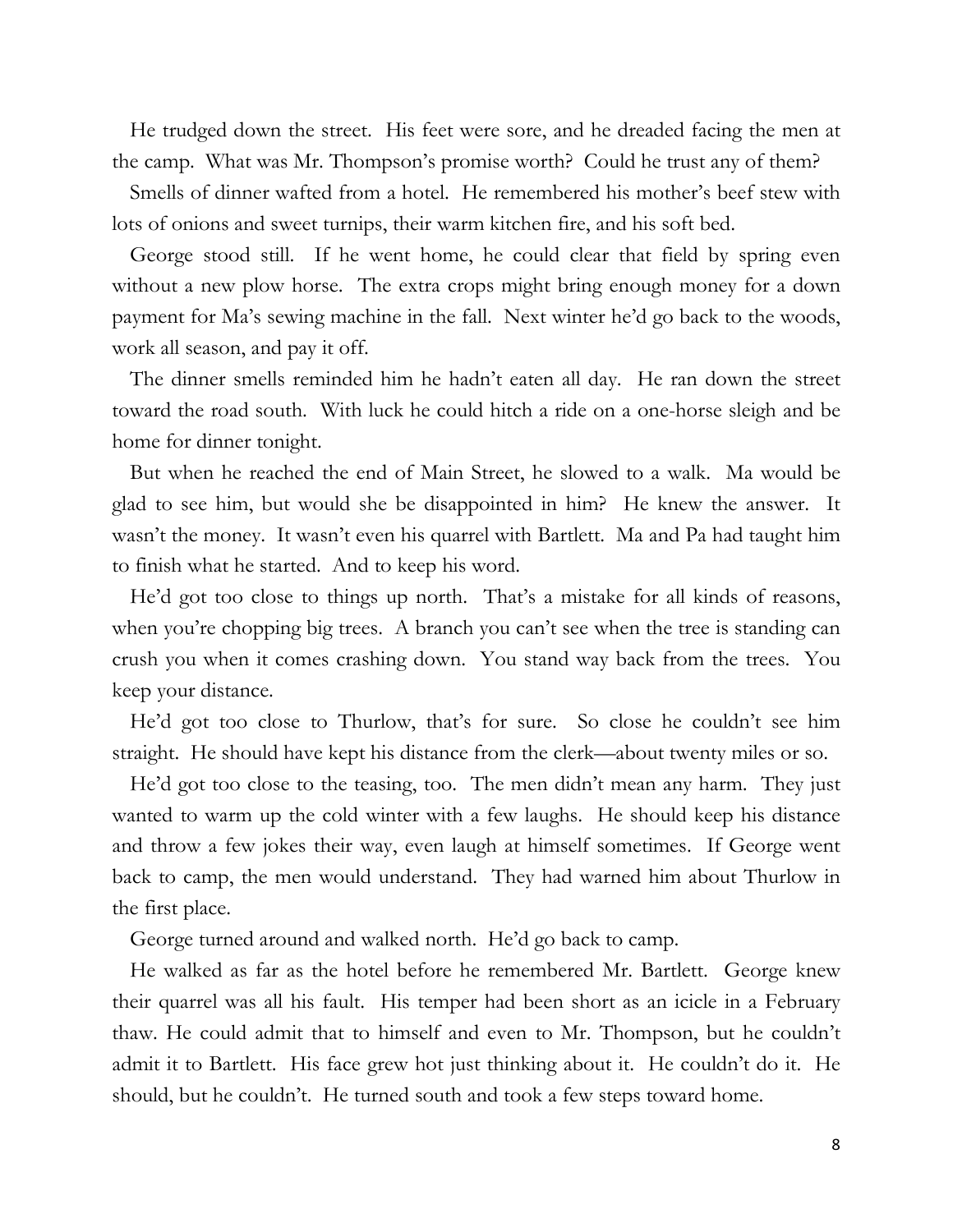He trudged down the street. His feet were sore, and he dreaded facing the men at the camp. What was Mr. Thompson's promise worth? Could he trust any of them?

Smells of dinner wafted from a hotel. He remembered his mother's beef stew with lots of onions and sweet turnips, their warm kitchen fire, and his soft bed.

George stood still. If he went home, he could clear that field by spring even without a new plow horse. The extra crops might bring enough money for a down payment for Ma's sewing machine in the fall. Next winter he'd go back to the woods, work all season, and pay it off.

The dinner smells reminded him he hadn't eaten all day. He ran down the street toward the road south. With luck he could hitch a ride on a one-horse sleigh and be home for dinner tonight.

But when he reached the end of Main Street, he slowed to a walk. Ma would be glad to see him, but would she be disappointed in him? He knew the answer. It wasn't the money. It wasn't even his quarrel with Bartlett. Ma and Pa had taught him to finish what he started. And to keep his word.

He'd got too close to things up north. That's a mistake for all kinds of reasons, when you're chopping big trees. A branch you can't see when the tree is standing can crush you when it comes crashing down. You stand way back from the trees. You keep your distance.

He'd got too close to Thurlow, that's for sure. So close he couldn't see him straight. He should have kept his distance from the clerk—about twenty miles or so.

He'd got too close to the teasing, too. The men didn't mean any harm. They just wanted to warm up the cold winter with a few laughs. He should keep his distance and throw a few jokes their way, even laugh at himself sometimes. If George went back to camp, the men would understand. They had warned him about Thurlow in the first place.

George turned around and walked north. He'd go back to camp.

He walked as far as the hotel before he remembered Mr. Bartlett. George knew their quarrel was all his fault. His temper had been short as an icicle in a February thaw. He could admit that to himself and even to Mr. Thompson, but he couldn't admit it to Bartlett. His face grew hot just thinking about it. He couldn't do it. He should, but he couldn't. He turned south and took a few steps toward home.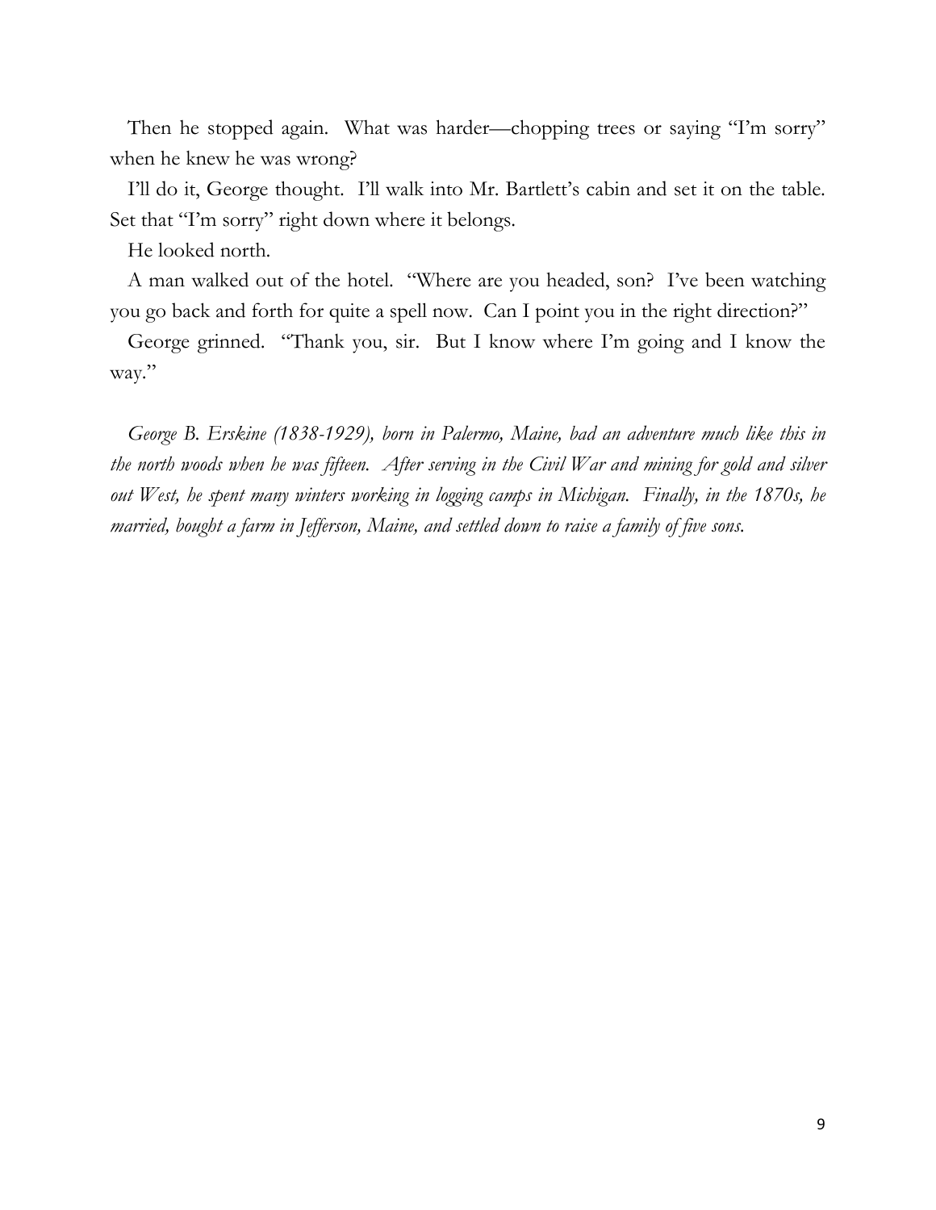Then he stopped again. What was harder—chopping trees or saying "I'm sorry" when he knew he was wrong?

I'll do it, George thought. I'll walk into Mr. Bartlett's cabin and set it on the table. Set that "I'm sorry" right down where it belongs.

He looked north.

A man walked out of the hotel. "Where are you headed, son? I've been watching you go back and forth for quite a spell now. Can I point you in the right direction?"

George grinned. "Thank you, sir. But I know where I'm going and I know the way."

*George B. Erskine (1838-1929), born in Palermo, Maine, had an adventure much like this in the north woods when he was fifteen. After serving in the Civil War and mining for gold and silver out West, he spent many winters working in logging camps in Michigan. Finally, in the 1870s, he married, bought a farm in Jefferson, Maine, and settled down to raise a family of five sons.*